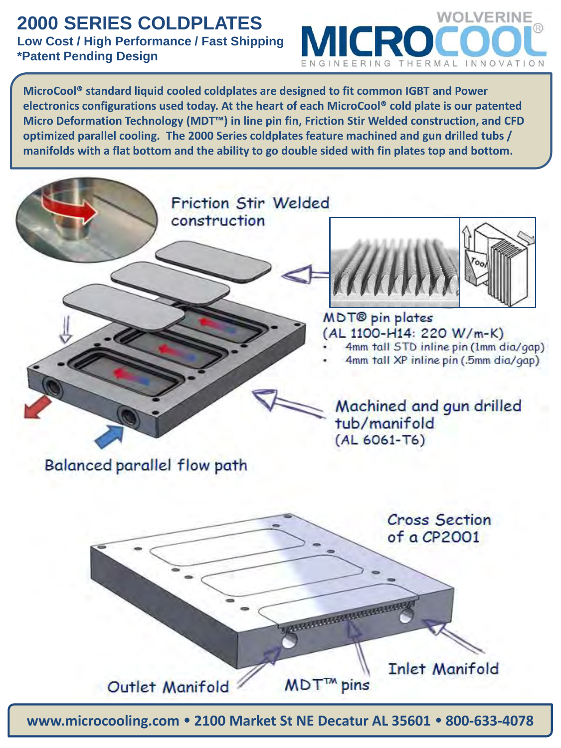# 2000 SERIES COLDPLATES

**Low Cost / High Performance / Fast Shipping**
**\*Patent Pending Design**

WOLVERINE MICROCOOL®
ENGINEERING THERMAL INNOVATION

**MicroCool® standard liquid cooled coldplates are designed to fit common IGBT and Power electronics configurations used today. At the heart of each MicroCool® cold plate is our patented Micro Deformation Technology (MDT™) in line pin fin, Friction Stir Welded construction, and CFD optimized parallel cooling. The 2000 Series coldplates feature machined and gun drilled tubs / manifolds with a flat bottom and the ability to go double sided with fin plates top and bottom.**

Friction Stir Welded construction

MDT® pin plates
(AL 1100-H14: 220 W/m-K)

- 4mm tall STD inline pin (1mm dia/gap)
- 4mm tall XP inline pin (.5mm dia/gap)

Machined and gun drilled tub/manifold
(AL 6061-T6)

Balanced parallel flow path

Cross Section of a CP2001

Outlet Manifold

MDT™ pins

Inlet Manifold

www.microcooling.com • 2100 Market St NE Decatur AL 35601 • 800-633-4078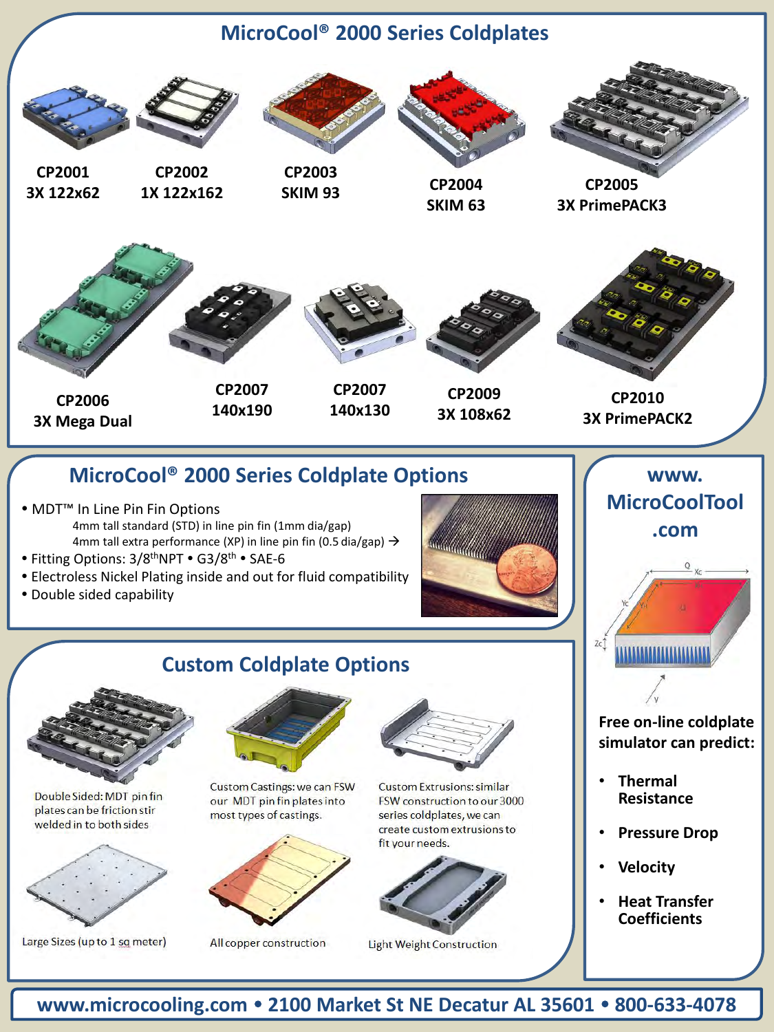# MicroCool® 2000 Series Coldplates

CP2001
3X 122x62

CP2002
1X 122x162

CP2003
SKIM 93

CP2004
SKIM 63

CP2005
3X PrimePACK3

CP2006
3X Mega Dual

CP2007
140x190

CP2007
140x130

CP2009
3X 108x62

CP2010
3X PrimePACK2

## MicroCool® 2000 Series Coldplate Options

- MDT™ In Line Pin Fin Options
  - 4mm tall standard (STD) in line pin fin (1mm dia/gap)
  - 4mm tall extra performance (XP) in line pin fin (0.5 dia/gap) →
- Fitting Options: 3/8th NPT • G3/8th • SAE-6
- Electroless Nickel Plating inside and out for fluid compatibility
- Double sided capability

## Custom Coldplate Options

Double Sided: MDT pin fin plates can be friction stir welded in to both sides

Custom Castings: we can FSW our MDT pin fin plates into most types of castings.

Custom Extrusions: similar FSW construction to our 3000 series coldplates, we can create custom extrusions to fit your needs.

Large Sizes (up to 1 sq meter)

All copper construction

Light Weight Construction

## www.MicroCoolTool.com

**Free on-line coldplate simulator can predict:**

- **Thermal Resistance**
- **Pressure Drop**
- **Velocity**
- **Heat Transfer Coefficients**

**www.microcooling.com • 2100 Market St NE Decatur AL 35601 • 800-633-4078**